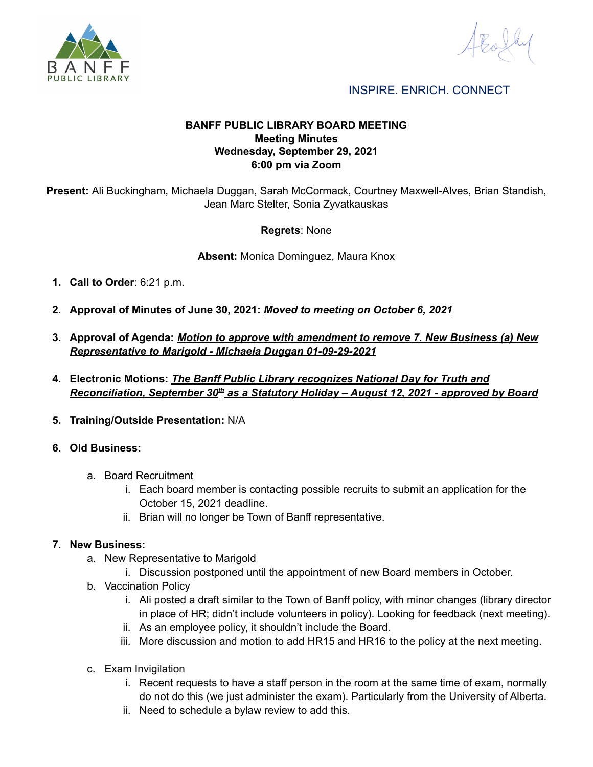INSPIRE. ENRICH. CONNECT

**BANFF PUBLIC LIBRARY BOARD MEETING**
**Meeting Minutes**
**Wednesday, September 29, 2021**
**6:00 pm via Zoom**

**Present:** Ali Buckingham, Michaela Duggan, Sarah McCormack, Courtney Maxwell-Alves, Brian Standish, Jean Marc Stelter, Sonia Zyvatkauskas

**Regrets**: None

**Absent:** Monica Dominguez, Maura Knox

1. **Call to Order**: 6:21 p.m.
2. **Approval of Minutes of June 30, 2021:** ***Moved to meeting on October 6, 2021***
3. **Approval of Agenda:** ***Motion to approve with amendment to remove 7. New Business (a) New Representative to Marigold - Michaela Duggan 01-09-29-2021***
4. **Electronic Motions:** ***The Banff Public Library recognizes National Day for Truth and Reconciliation, September 30th as a Statutory Holiday – August 12, 2021 - approved by Board***
5. **Training/Outside Presentation:** N/A
6. **Old Business:**
   a. Board Recruitment
      i. Each board member is contacting possible recruits to submit an application for the October 15, 2021 deadline.
      ii. Brian will no longer be Town of Banff representative.
7. **New Business:**
   a. New Representative to Marigold
      i. Discussion postponed until the appointment of new Board members in October.
   b. Vaccination Policy
      i. Ali posted a draft similar to the Town of Banff policy, with minor changes (library director in place of HR; didn't include volunteers in policy). Looking for feedback (next meeting).
      ii. As an employee policy, it shouldn't include the Board.
      iii. More discussion and motion to add HR15 and HR16 to the policy at the next meeting.
   c. Exam Invigilation
      i. Recent requests to have a staff person in the room at the same time of exam, normally do not do this (we just administer the exam). Particularly from the University of Alberta.
      ii. Need to schedule a bylaw review to add this.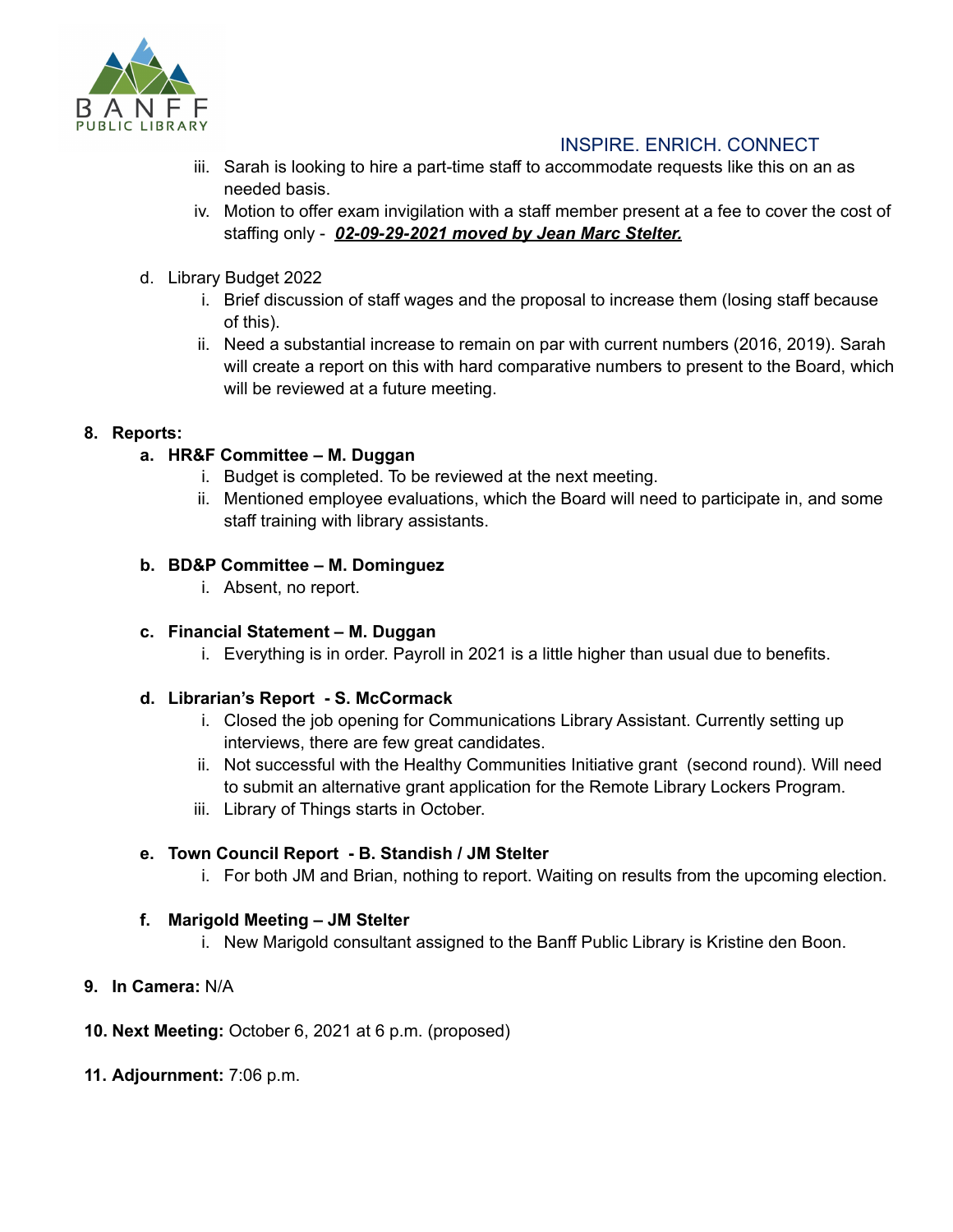iii. Sarah is looking to hire a part-time staff to accommodate requests like this on an as needed basis.
iv. Motion to offer exam invigilation with a staff member present at a fee to cover the cost of staffing only - ***02-09-29-2021 moved by Jean Marc Stelter.***

d. Library Budget 2022
   i. Brief discussion of staff wages and the proposal to increase them (losing staff because of this).
   ii. Need a substantial increase to remain on par with current numbers (2016, 2019). Sarah will create a report on this with hard comparative numbers to present to the Board, which will be reviewed at a future meeting.

**8. Reports:**

**a. HR&F Committee – M. Duggan**
   i. Budget is completed. To be reviewed at the next meeting.
   ii. Mentioned employee evaluations, which the Board will need to participate in, and some staff training with library assistants.

**b. BD&P Committee – M. Dominguez**
   i. Absent, no report.

**c. Financial Statement – M. Duggan**
   i. Everything is in order. Payroll in 2021 is a little higher than usual due to benefits.

**d. Librarian's Report - S. McCormack**
   i. Closed the job opening for Communications Library Assistant. Currently setting up interviews, there are few great candidates.
   ii. Not successful with the Healthy Communities Initiative grant (second round). Will need to submit an alternative grant application for the Remote Library Lockers Program.
   iii. Library of Things starts in October.

**e. Town Council Report - B. Standish / JM Stelter**
   i. For both JM and Brian, nothing to report. Waiting on results from the upcoming election.

**f. Marigold Meeting – JM Stelter**
   i. New Marigold consultant assigned to the Banff Public Library is Kristine den Boon.

**9. In Camera:** N/A

**10. Next Meeting:** October 6, 2021 at 6 p.m. (proposed)

**11. Adjournment:** 7:06 p.m.